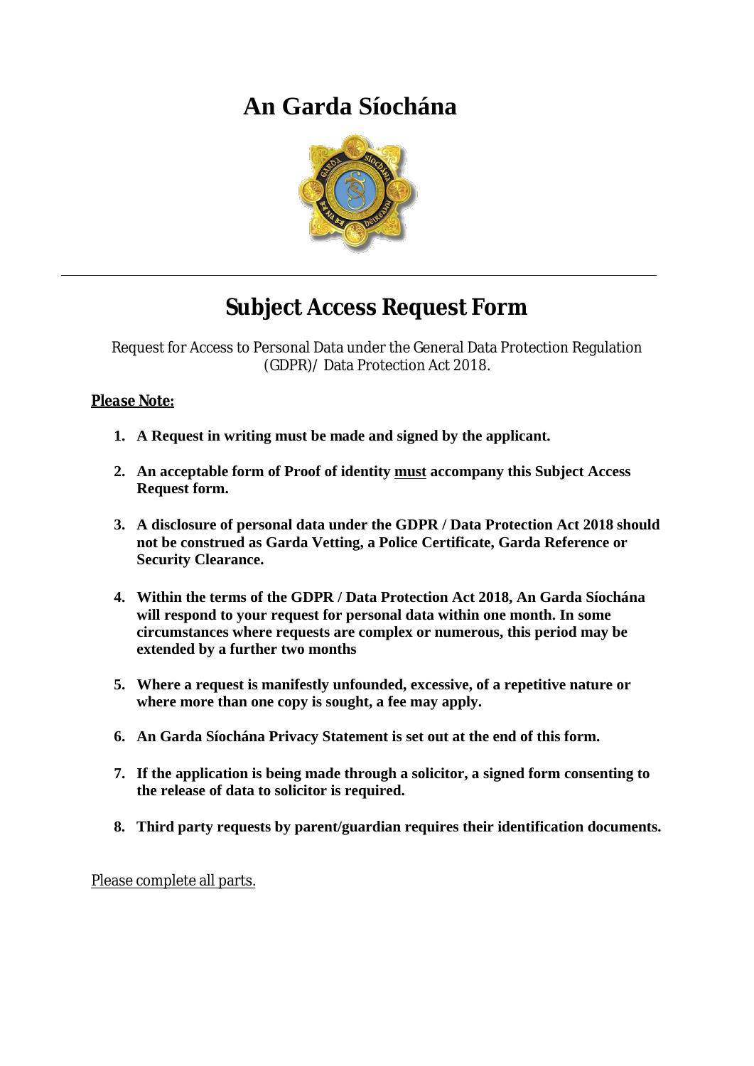# An Garda Síochána

## Subject Access Request Form

Request for Access to Personal Data under the General Data Protection Regulation (GDPR)/ Data Protection Act 2018.

**Please Note:**

1. **A Request in writing must be made and signed by the applicant.**
2. **An acceptable form of Proof of identity must accompany this Subject Access Request form.**
3. **A disclosure of personal data under the GDPR / Data Protection Act 2018 should not be construed as Garda Vetting, a Police Certificate, Garda Reference or Security Clearance.**
4. **Within the terms of the GDPR / Data Protection Act 2018, An Garda Síochána will respond to your request for personal data within one month. In some circumstances where requests are complex or numerous, this period may be extended by a further two months**
5. **Where a request is manifestly unfounded, excessive, of a repetitive nature or where more than one copy is sought, a fee may apply.**
6. **An Garda Síochána Privacy Statement is set out at the end of this form.**
7. **If the application is being made through a solicitor, a signed form consenting to the release of data to solicitor is required.**
8. **Third party requests by parent/guardian requires their identification documents.**

Please complete all parts.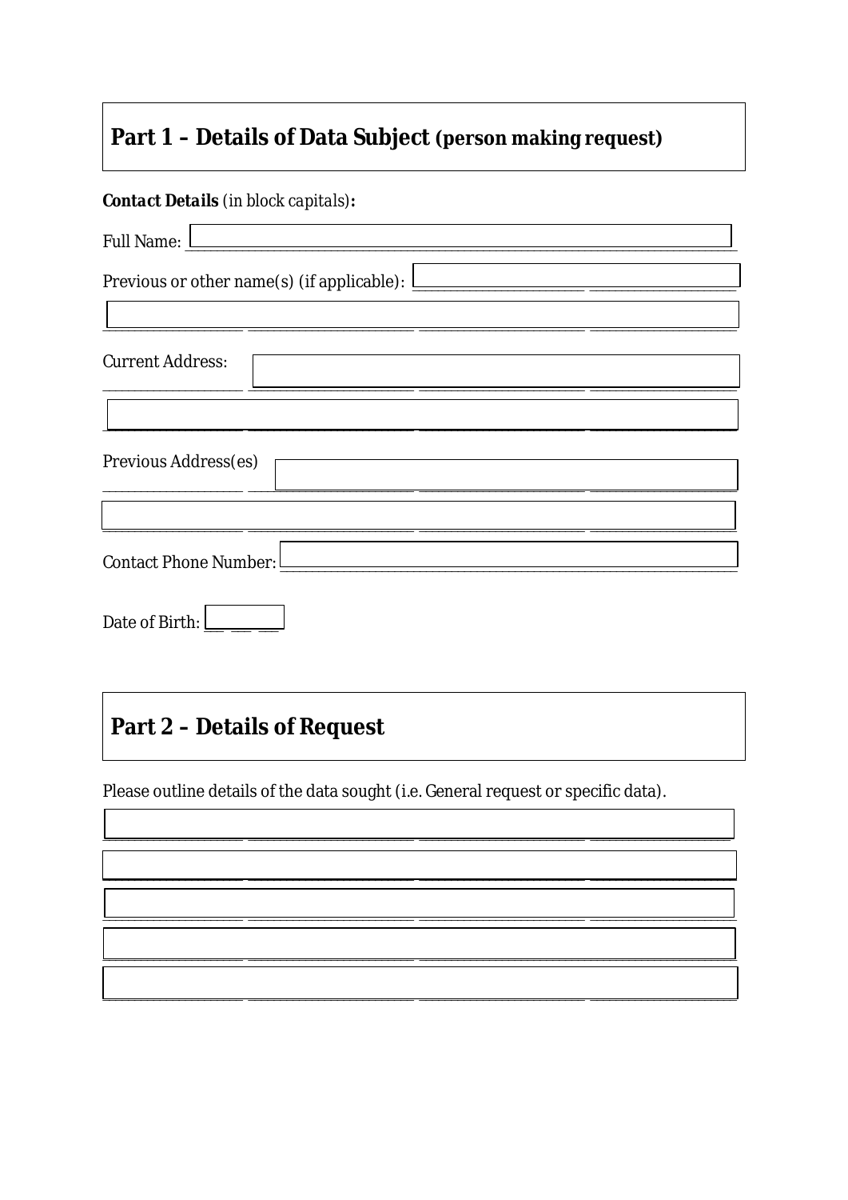## Part 1 – Details of Data Subject (person making request)

***Contact Details*** *(in block capitals)***:**

Full Name: ____________________________________________

Previous or other name(s) (if applicable): ____________________________________________

____________________________________________

Current Address: ____________________________________________

____________________________________________

Previous Address(es) ____________________________________________

____________________________________________

Contact Phone Number: ____________________________________________

Date of Birth: __ __ __

## Part 2 – Details of Request

Please outline details of the data sought (i.e. General request or specific data).

____________________________________________

____________________________________________

____________________________________________

____________________________________________

____________________________________________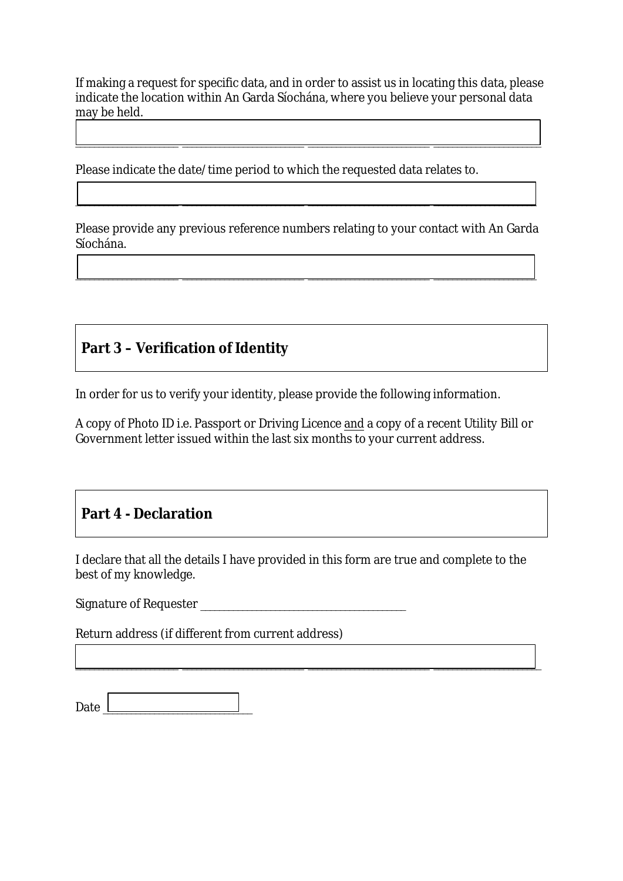If making a request for specific data, and in order to assist us in locating this data, please indicate the location within An Garda Síochána, where you believe your personal data may be held.

___________________________________________________________________________

Please indicate the date/time period to which the requested data relates to.

___________________________________________________________________________

Please provide any previous reference numbers relating to your contact with An Garda Síochána.

___________________________________________________________________________

## Part 3 – Verification of Identity

In order for us to verify your identity, please provide the following information.

A copy of Photo ID i.e. Passport or Driving Licence and a copy of a recent Utility Bill or Government letter issued within the last six months to your current address.

## Part 4 - Declaration

I declare that all the details I have provided in this form are true and complete to the best of my knowledge.

Signature of Requester ________________________________________

Return address (if different from current address)

___________________________________________________________________________

Date ____________________________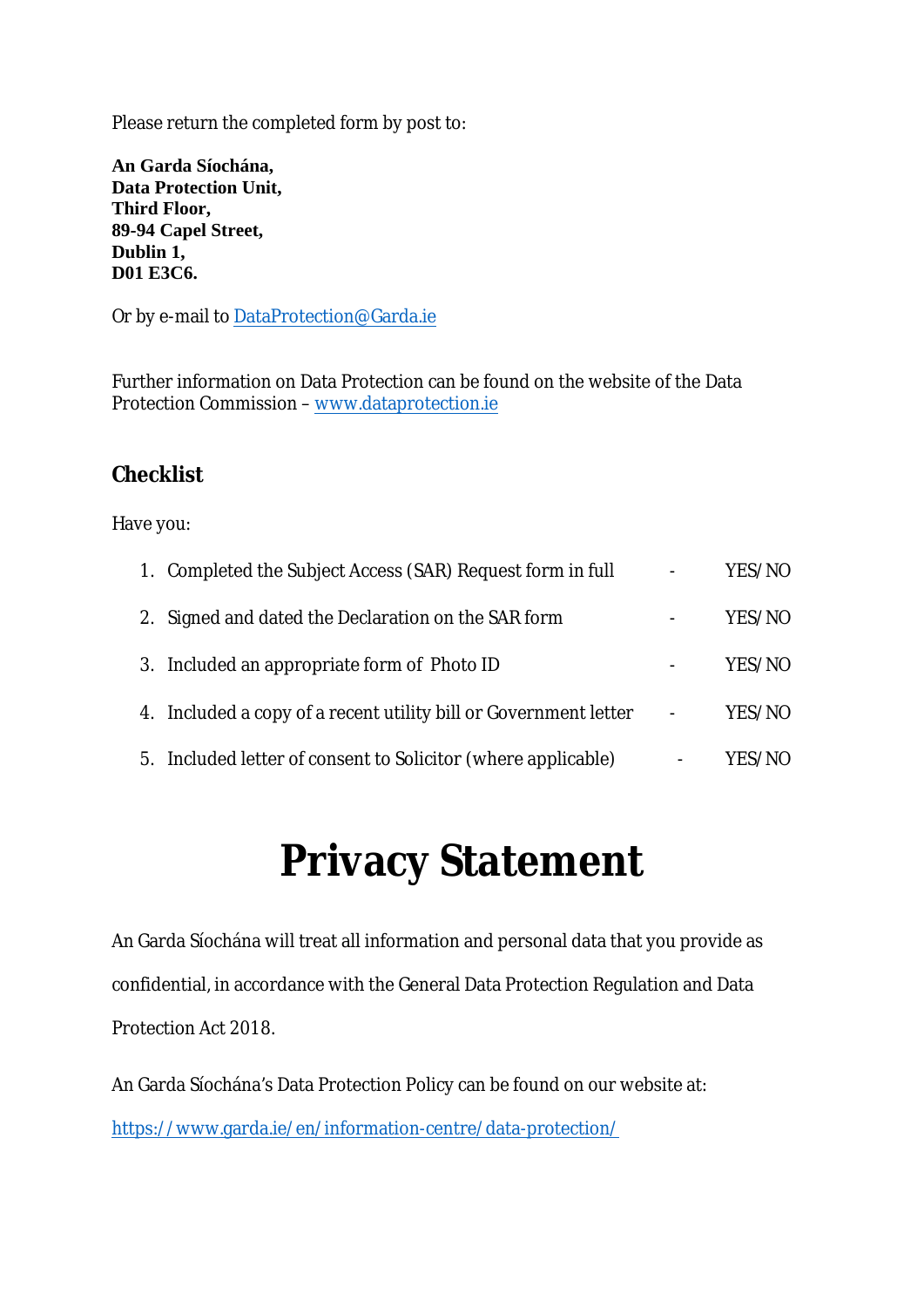Please return the completed form by post to:

**An Garda Síochána,**
**Data Protection Unit,**
**Third Floor,**
**89-94 Capel Street,**
**Dublin 1,**
**D01 E3C6.**

Or by e-mail to [DataProtection@Garda.ie](mailto:DataProtection@Garda.ie)

Further information on Data Protection can be found on the website of the Data Protection Commission – [www.dataprotection.ie](http://www.dataprotection.ie)

## Checklist

Have you:

1. Completed the Subject Access (SAR) Request form in full - YES/NO
2. Signed and dated the Declaration on the SAR form - YES/NO
3. Included an appropriate form of Photo ID - YES/NO
4. Included a copy of a recent utility bill or Government letter - YES/NO
5. Included letter of consent to Solicitor (where applicable) - YES/NO

# Privacy Statement

An Garda Síochána will treat all information and personal data that you provide as confidential, in accordance with the General Data Protection Regulation and Data Protection Act 2018.

An Garda Síochána's Data Protection Policy can be found on our website at:

[https://www.garda.ie/en/information-centre/data-protection/](https://www.garda.ie/en/information-centre/data-protection/)